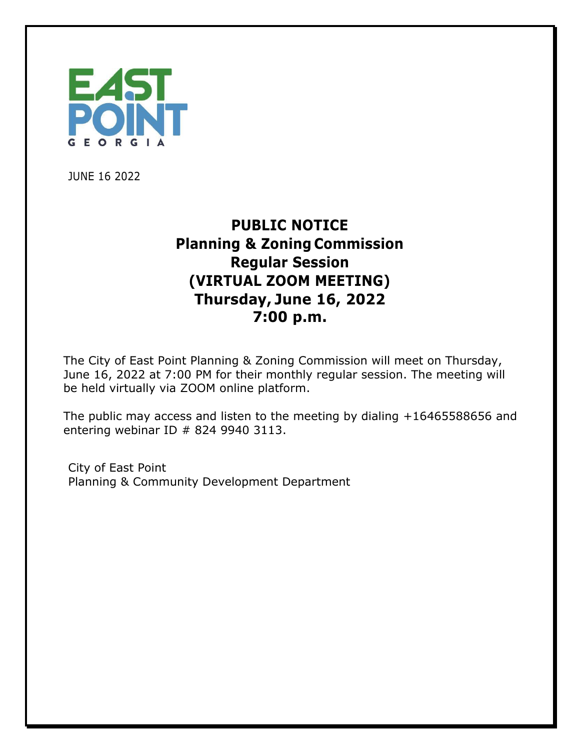EAST POINT
GEORGIA

JUNE 16 2022

# PUBLIC NOTICE
## Planning & Zoning Commission
## Regular Session
## (VIRTUAL ZOOM MEETING)
## Thursday, June 16, 2022
## 7:00 p.m.

The City of East Point Planning & Zoning Commission will meet on Thursday, June 16, 2022 at 7:00 PM for their monthly regular session. The meeting will be held virtually via ZOOM online platform.

The public may access and listen to the meeting by dialing +16465588656 and entering webinar ID # 824 9940 3113.

City of East Point
Planning & Community Development Department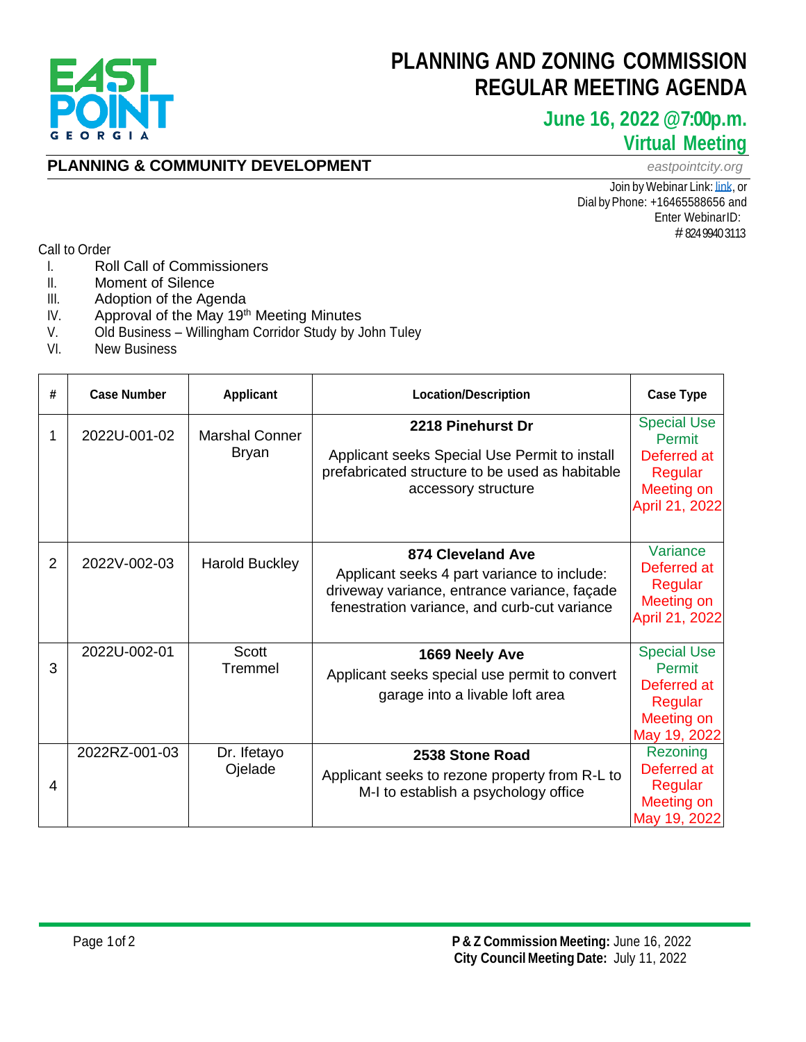EAST POINT GEORGIA

# PLANNING AND ZONING COMMISSION REGULAR MEETING AGENDA

## June 16, 2022 @7:00p.m.
## Virtual Meeting

**PLANNING & COMMUNITY DEVELOPMENT**

*eastpointcity.org*

Join by Webinar Link: link, or
Dial by Phone: +16465588656 and
Enter Webinar ID:
# 824 9940 3113

Call to Order

I. Roll Call of Commissioners
II. Moment of Silence
III. Adoption of the Agenda
IV. Approval of the May 19th Meeting Minutes
V. Old Business – Willingham Corridor Study by John Tuley
VI. New Business

| # | Case Number | Applicant | Location/Description | Case Type |
|---|---|---|---|---|
| 1 | 2022U-001-02 | Marshal Conner Bryan | **2218 Pinehurst Dr**<br>Applicant seeks Special Use Permit to install prefabricated structure to be used as habitable accessory structure | Special Use Permit Deferred at Regular Meeting on April 21, 2022 |
| 2 | 2022V-002-03 | Harold Buckley | **874 Cleveland Ave**<br>Applicant seeks 4 part variance to include: driveway variance, entrance variance, façade fenestration variance, and curb-cut variance | Variance Deferred at Regular Meeting on April 21, 2022 |
| 3 | 2022U-002-01 | Scott Tremmel | **1669 Neely Ave**<br>Applicant seeks special use permit to convert garage into a livable loft area | Special Use Permit Deferred at Regular Meeting on May 19, 2022 |
| 4 | 2022RZ-001-03 | Dr. Ifetayo Ojelade | **2538 Stone Road**<br>Applicant seeks to rezone property from R-L to M-I to establish a psychology office | Rezoning Deferred at Regular Meeting on May 19, 2022 |

**P & Z Commission Meeting:** June 16, 2022
**City Council Meeting Date:** July 11, 2022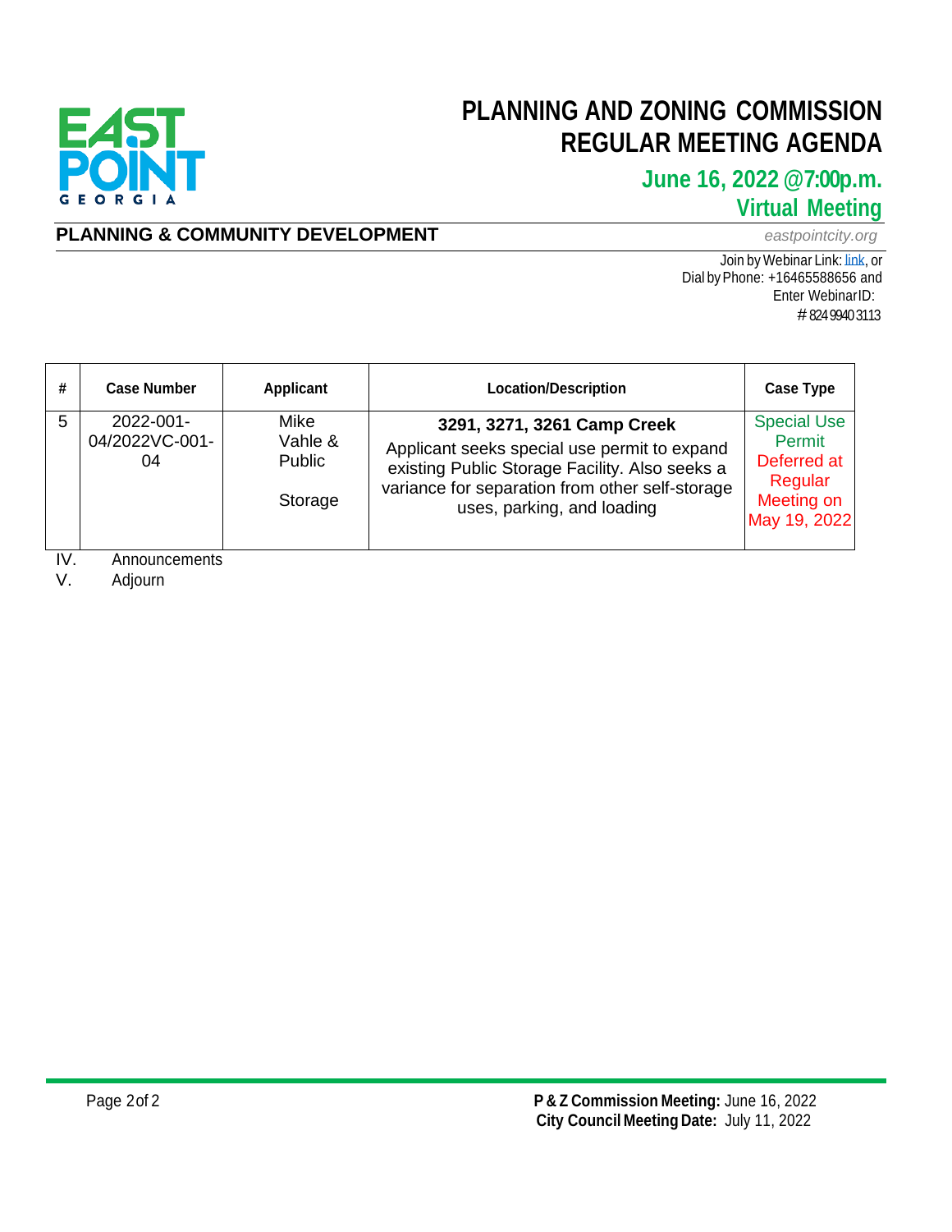# PLANNING AND ZONING COMMISSION REGULAR MEETING AGENDA

## June 16, 2022 @7:00p.m.
## Virtual Meeting

**PLANNING & COMMUNITY DEVELOPMENT**

*eastpointcity.org*

Join by Webinar Link: link, or
Dial by Phone: +16465588656 and
Enter Webinar ID:
# 824 9940 3113

| # | Case Number | Applicant | Location/Description | Case Type |
|---|---|---|---|---|
| 5 | 2022-001-04/2022VC-001-04 | Mike Vahle & Public Storage | **3291, 3271, 3261 Camp Creek** Applicant seeks special use permit to expand existing Public Storage Facility. Also seeks a variance for separation from other self-storage uses, parking, and loading | Special Use Permit Deferred at Regular Meeting on May 19, 2022 |

IV. Announcements

V. Adjourn

**P & Z Commission Meeting:** June 16, 2022
**City Council Meeting Date:** July 11, 2022